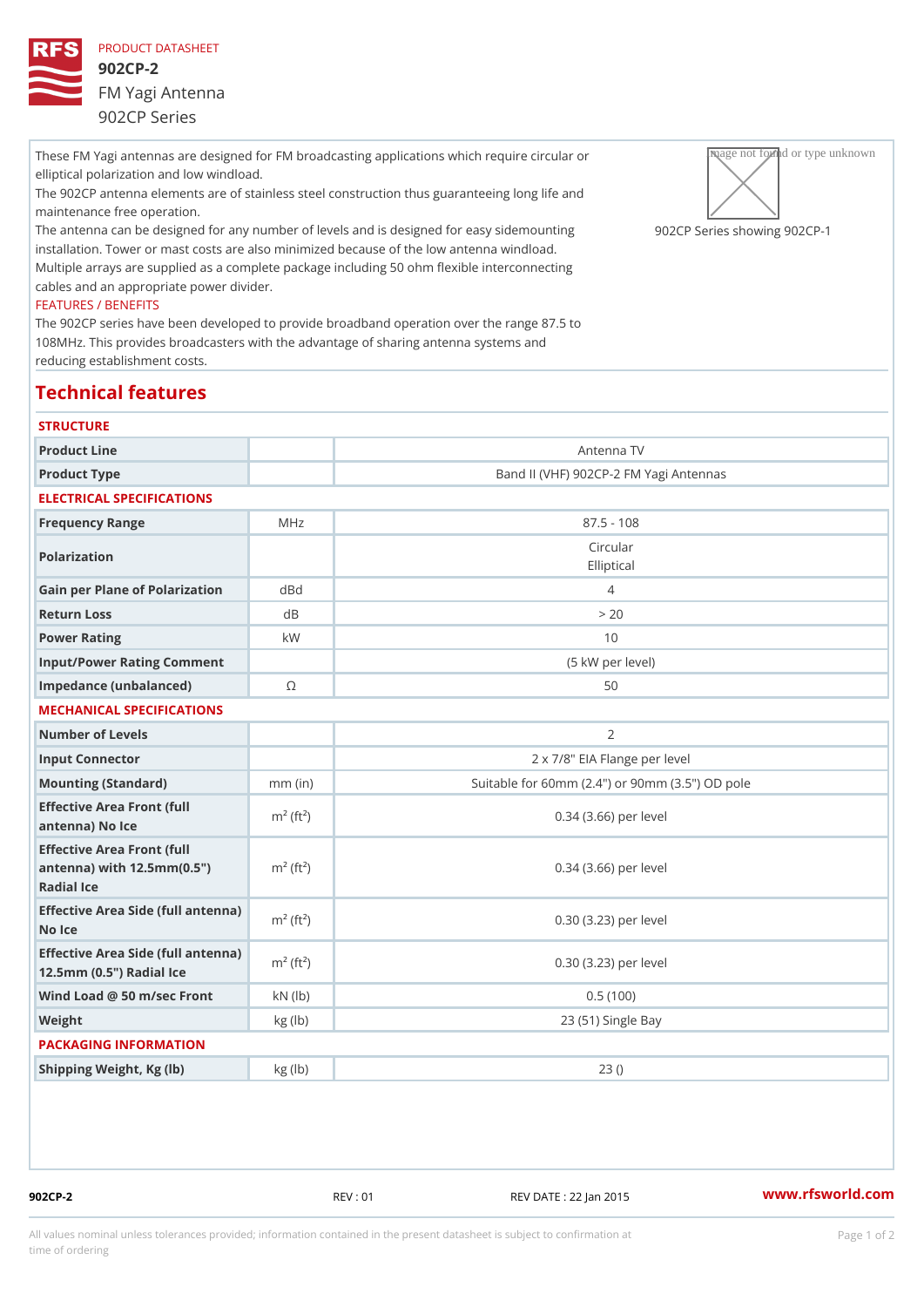PRODUCT DATASHEET

# 902CP-2

FM Yagi Antenna

902CP Series

These FM Yagi antennas are designed for FM broadcasting applications which require circular or elliptical polarization and low windload.

The 902CP antenna elements are of stainless steel construction thus guaranteeing long life and maintenance free operation.

The antenna can be designed for any number of levels and is designed for easy sidemounting installation. Tower or mast costs are also minimized because of the low antenna windload.

Multiple arrays are supplied as a complete package including 50 ohm flexible interconnecting cables and an appropriate power divider.

902CP Series showing 902CP-1

FEATURES / BENEFITS

The 902CP series have been developed to provide broadband operation over the range 87.5 to 108MHz. This provides broadcasters with the advantage of sharing antenna systems and reducing establishment costs.

## Technical features

### STRUCTURE

| | | |
|---|---|---|
| Product Line | | Antenna TV |
| Product Type | | Band II (VHF) 902CP-2 FM Yagi Antennas |

### ELECTRICAL SPECIFICATIONS

| | | |
|---|---|---|
| Frequency Range | MHz | 87.5 - 108 |
| Polarization | | Circular<br>Elliptical |
| Gain per Plane of Polarization | dBd | 4 |
| Return Loss | dB | > 20 |
| Power Rating | kW | 10 |
| Input/Power Rating Comment | | (5 kW per level) |
| Impedance (unbalanced) | Ω | 50 |

### MECHANICAL SPECIFICATIONS

| | | |
|---|---|---|
| Number of Levels | | 2 |
| Input Connector | | 2 x 7/8" EIA Flange per level |
| Mounting (Standard) | mm (in) | Suitable for 60mm (2.4") or 90mm (3.5") OD pole |
| Effective Area Front (full antenna) No Ice | $m^2$ ($ft^2$) | 0.34 (3.66) per level |
| Effective Area Front (full antenna) with 12.5mm(0.5") Radial Ice | $m^2$ ($ft^2$) | 0.34 (3.66) per level |
| Effective Area Side (full antenna) No Ice | $m^2$ ($ft^2$) | 0.30 (3.23) per level |
| Effective Area Side (full antenna) 12.5mm (0.5") Radial Ice | $m^2$ ($ft^2$) | 0.30 (3.23) per level |
| Wind Load @ 50 m/sec Front | kN (lb) | 0.5 (100) |
| Weight | kg (lb) | 23 (51) Single Bay |

### PACKAGING INFORMATION

| | | |
|---|---|---|
| Shipping Weight, Kg (lb) | kg (lb) | 23 () |

902CP-2 REV : 01 REV DATE : 22 Jan 2015 www.rfsworld.com

All values nominal unless tolerances provided; information contained in the present datasheet is subject to confirmation at time of ordering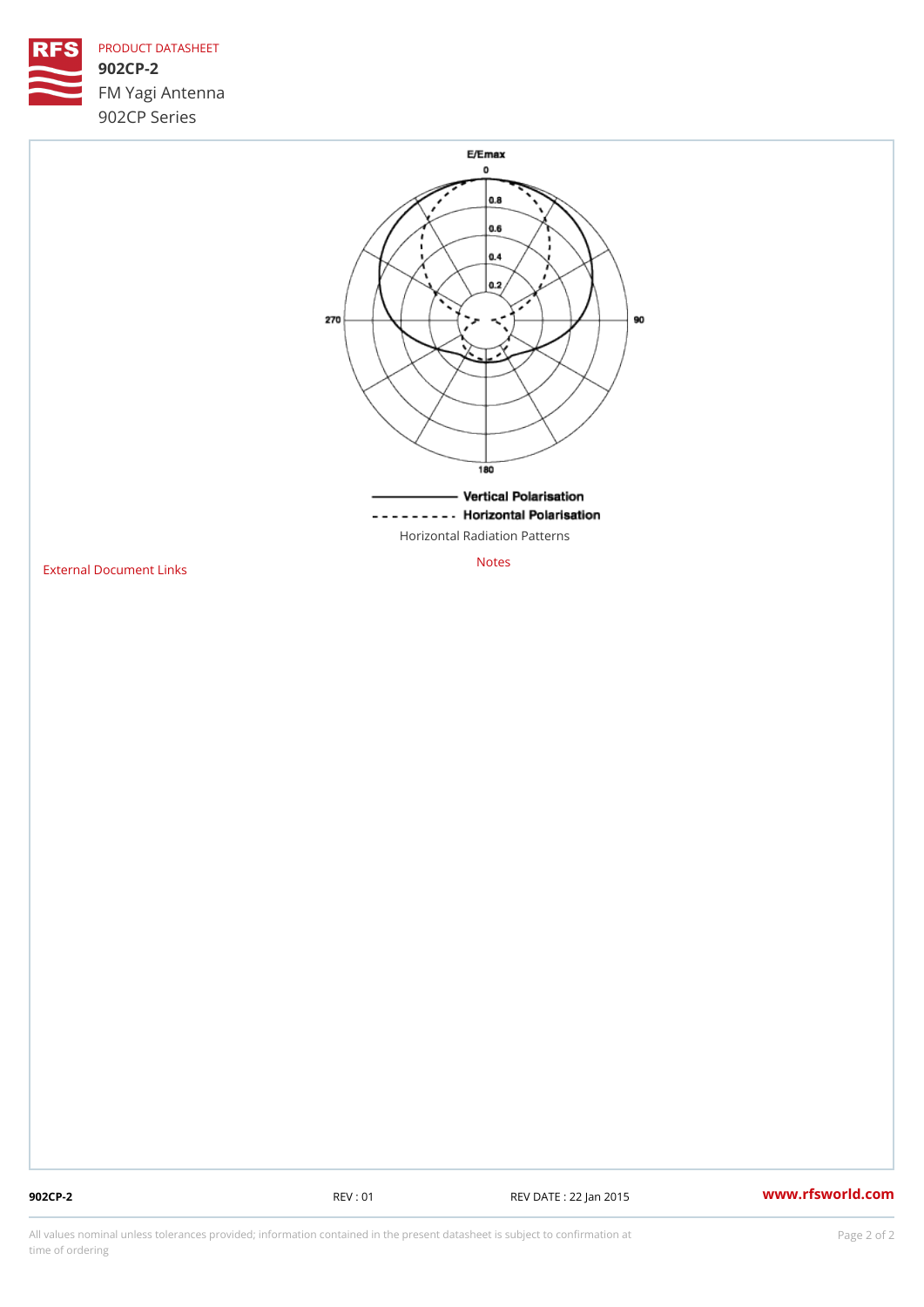PRODUCT DATASHEET

# 902CP-2

FM Yagi Antenna

902CP Series

E/Emax

0

0.8

0.6

0.4

0.2

270

90

180

Vertical Polarisation

Horizontal Polarisation

Horizontal Radiation Patterns

External Document Links

Notes

902CP-2 REV : 01 REV DATE : 22 Jan 2015 www.rfsworld.com

All values nominal unless tolerances provided; information contained in the present datasheet is subject to confirmation at time of ordering